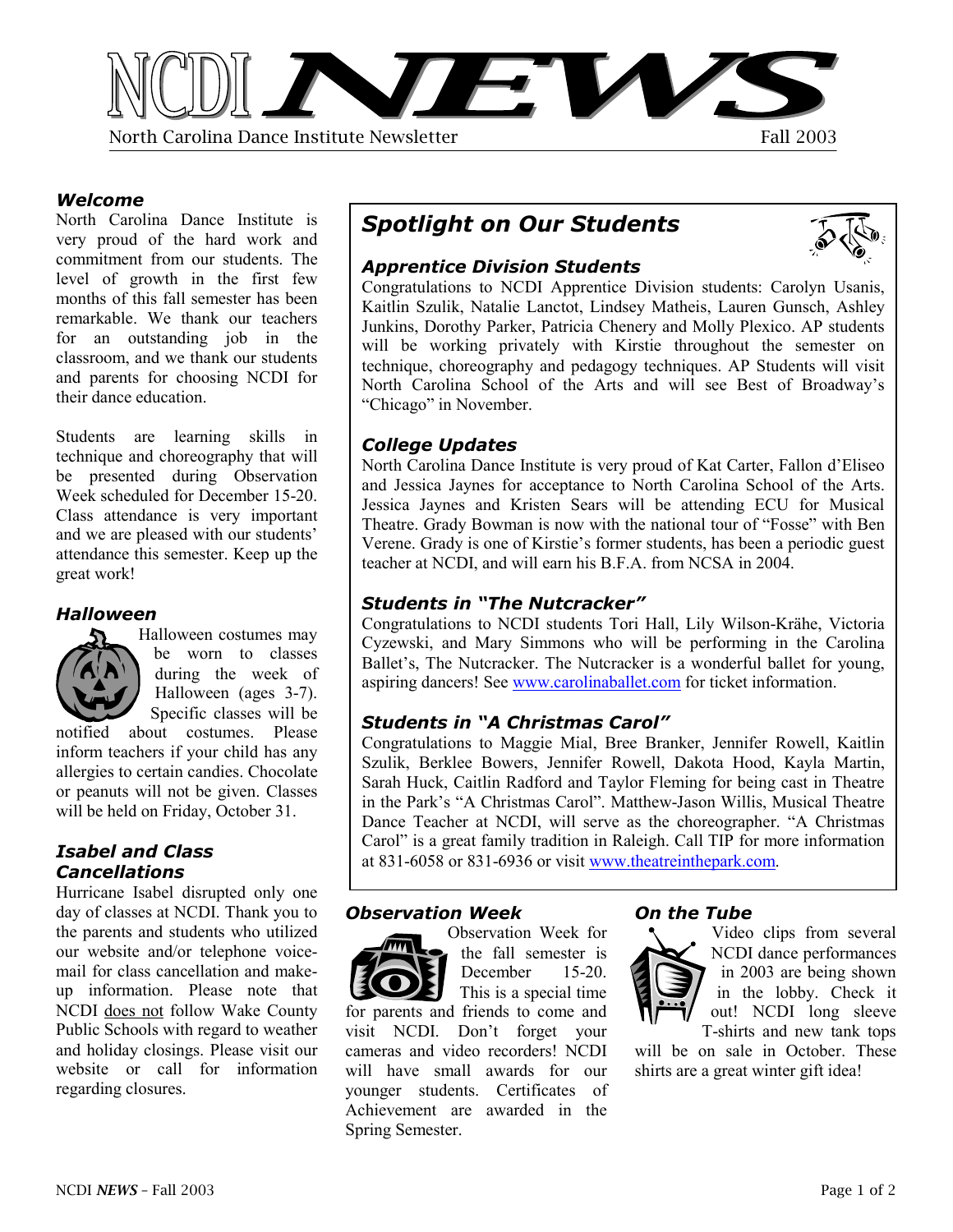# NCDI NEWS

North Carolina Dance Institute Newsletter — Fall 2003

### *Welcome*

North Carolina Dance Institute is very proud of the hard work and commitment from our students. The level of growth in the first few months of this fall semester has been remarkable. We thank our teachers for an outstanding job in the classroom, and we thank our students and parents for choosing NCDI for their dance education.

Students are learning skills in technique and choreography that will be presented during Observation Week scheduled for December 15-20. Class attendance is very important and we are pleased with our students' attendance this semester. Keep up the great work!

### *Halloween*

Halloween costumes may be worn to classes during the week of Halloween (ages 3-7). Specific classes will be notified about costumes. Please inform teachers if your child has any allergies to certain candies. Chocolate or peanuts will not be given. Classes will be held on Friday, October 31.

### *Isabel and Class Cancellations*

Hurricane Isabel disrupted only one day of classes at NCDI. Thank you to the parents and students who utilized our website and/or telephone voice-mail for class cancellation and make-up information. Please note that NCDI does not follow Wake County Public Schools with regard to weather and holiday closings. Please visit our website or call for information regarding closures.

## *Spotlight on Our Students*

### *Apprentice Division Students*

Congratulations to NCDI Apprentice Division students: Carolyn Usanis, Kaitlin Szulik, Natalie Lanctot, Lindsey Matheis, Lauren Gunsch, Ashley Junkins, Dorothy Parker, Patricia Chenery and Molly Plexico. AP students will be working privately with Kirstie throughout the semester on technique, choreography and pedagogy techniques. AP Students will visit North Carolina School of the Arts and will see Best of Broadway's "Chicago" in November.

### *College Updates*

North Carolina Dance Institute is very proud of Kat Carter, Fallon d'Eliseo and Jessica Jaynes for acceptance to North Carolina School of the Arts. Jessica Jaynes and Kristen Sears will be attending ECU for Musical Theatre. Grady Bowman is now with the national tour of "Fosse" with Ben Verene. Grady is one of Kirstie's former students, has been a periodic guest teacher at NCDI, and will earn his B.F.A. from NCSA in 2004.

### *Students in "The Nutcracker"*

Congratulations to NCDI students Tori Hall, Lily Wilson-Krähe, Victoria Cyzewski, and Mary Simmons who will be performing in the Carolina Ballet's, The Nutcracker. The Nutcracker is a wonderful ballet for young, aspiring dancers! See www.carolinaballet.com for ticket information.

### *Students in "A Christmas Carol"*

Congratulations to Maggie Mial, Bree Branker, Jennifer Rowell, Kaitlin Szulik, Berklee Bowers, Jennifer Rowell, Dakota Hood, Kayla Martin, Sarah Huck, Caitlin Radford and Taylor Fleming for being cast in Theatre in the Park's "A Christmas Carol". Matthew-Jason Willis, Musical Theatre Dance Teacher at NCDI, will serve as the choreographer. "A Christmas Carol" is a great family tradition in Raleigh. Call TIP for more information at 831-6058 or 831-6936 or visit www.theatreinthepark.com.

### *Observation Week*

Observation Week for the fall semester is December 15-20. This is a special time for parents and friends to come and visit NCDI. Don't forget your cameras and video recorders! NCDI will have small awards for our younger students. Certificates of Achievement are awarded in the Spring Semester.

### *On the Tube*

Video clips from several NCDI dance performances in 2003 are being shown in the lobby. Check it out! NCDI long sleeve T-shirts and new tank tops will be on sale in October. These shirts are a great winter gift idea!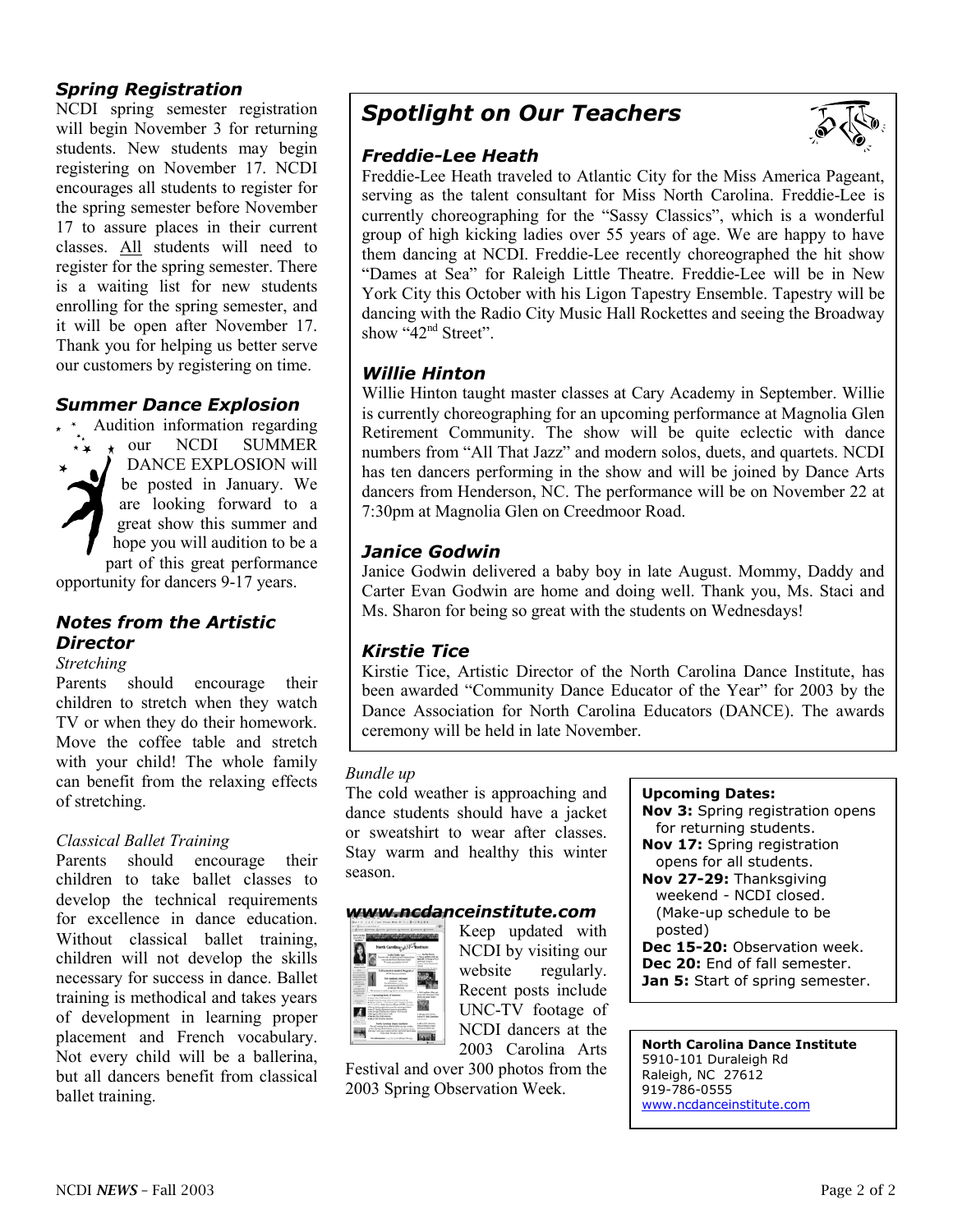## *Spring Registration*

NCDI spring semester registration will begin November 3 for returning students. New students may begin registering on November 17. NCDI encourages all students to register for the spring semester before November 17 to assure places in their current classes. All students will need to register for the spring semester. There is a waiting list for new students enrolling for the spring semester, and it will be open after November 17. Thank you for helping us better serve our customers by registering on time.

## *Summer Dance Explosion*

Audition information regarding our NCDI SUMMER DANCE EXPLOSION will be posted in January. We are looking forward to a great show this summer and hope you will audition to be a part of this great performance opportunity for dancers 9-17 years.

## *Notes from the Artistic Director*

*Stretching*

Parents should encourage their children to stretch when they watch TV or when they do their homework. Move the coffee table and stretch with your child! The whole family can benefit from the relaxing effects of stretching.

*Classical Ballet Training*

Parents should encourage their children to take ballet classes to develop the technical requirements for excellence in dance education. Without classical ballet training, children will not develop the skills necessary for success in dance. Ballet training is methodical and takes years of development in learning proper placement and French vocabulary. Not every child will be a ballerina, but all dancers benefit from classical ballet training.

# *Spotlight on Our Teachers*

### *Freddie-Lee Heath*

Freddie-Lee Heath traveled to Atlantic City for the Miss America Pageant, serving as the talent consultant for Miss North Carolina. Freddie-Lee is currently choreographing for the "Sassy Classics", which is a wonderful group of high kicking ladies over 55 years of age. We are happy to have them dancing at NCDI. Freddie-Lee recently choreographed the hit show "Dames at Sea" for Raleigh Little Theatre. Freddie-Lee will be in New York City this October with his Ligon Tapestry Ensemble. Tapestry will be dancing with the Radio City Music Hall Rockettes and seeing the Broadway show "42nd Street".

### *Willie Hinton*

Willie Hinton taught master classes at Cary Academy in September. Willie is currently choreographing for an upcoming performance at Magnolia Glen Retirement Community. The show will be quite eclectic with dance numbers from "All That Jazz" and modern solos, duets, and quartets. NCDI has ten dancers performing in the show and will be joined by Dance Arts dancers from Henderson, NC. The performance will be on November 22 at 7:30pm at Magnolia Glen on Creedmoor Road.

### *Janice Godwin*

Janice Godwin delivered a baby boy in late August. Mommy, Daddy and Carter Evan Godwin are home and doing well. Thank you, Ms. Staci and Ms. Sharon for being so great with the students on Wednesdays!

### *Kirstie Tice*

Kirstie Tice, Artistic Director of the North Carolina Dance Institute, has been awarded "Community Dance Educator of the Year" for 2003 by the Dance Association for North Carolina Educators (DANCE). The awards ceremony will be held in late November.

*Bundle up*

The cold weather is approaching and dance students should have a jacket or sweatshirt to wear after classes. Stay warm and healthy this winter season.

## *www.ncdanceinstitute.com*

Keep updated with NCDI by visiting our website regularly. Recent posts include UNC-TV footage of NCDI dancers at the 2003 Carolina Arts Festival and over 300 photos from the 2003 Spring Observation Week.

**Upcoming Dates:**

**Nov 3:** Spring registration opens for returning students.
**Nov 17:** Spring registration opens for all students.
**Nov 27-29:** Thanksgiving weekend - NCDI closed. (Make-up schedule to be posted)
**Dec 15-20:** Observation week.
**Dec 20:** End of fall semester.
**Jan 5:** Start of spring semester.

**North Carolina Dance Institute**
5910-101 Duraleigh Rd
Raleigh, NC 27612
919-786-0555
www.ncdanceinstitute.com